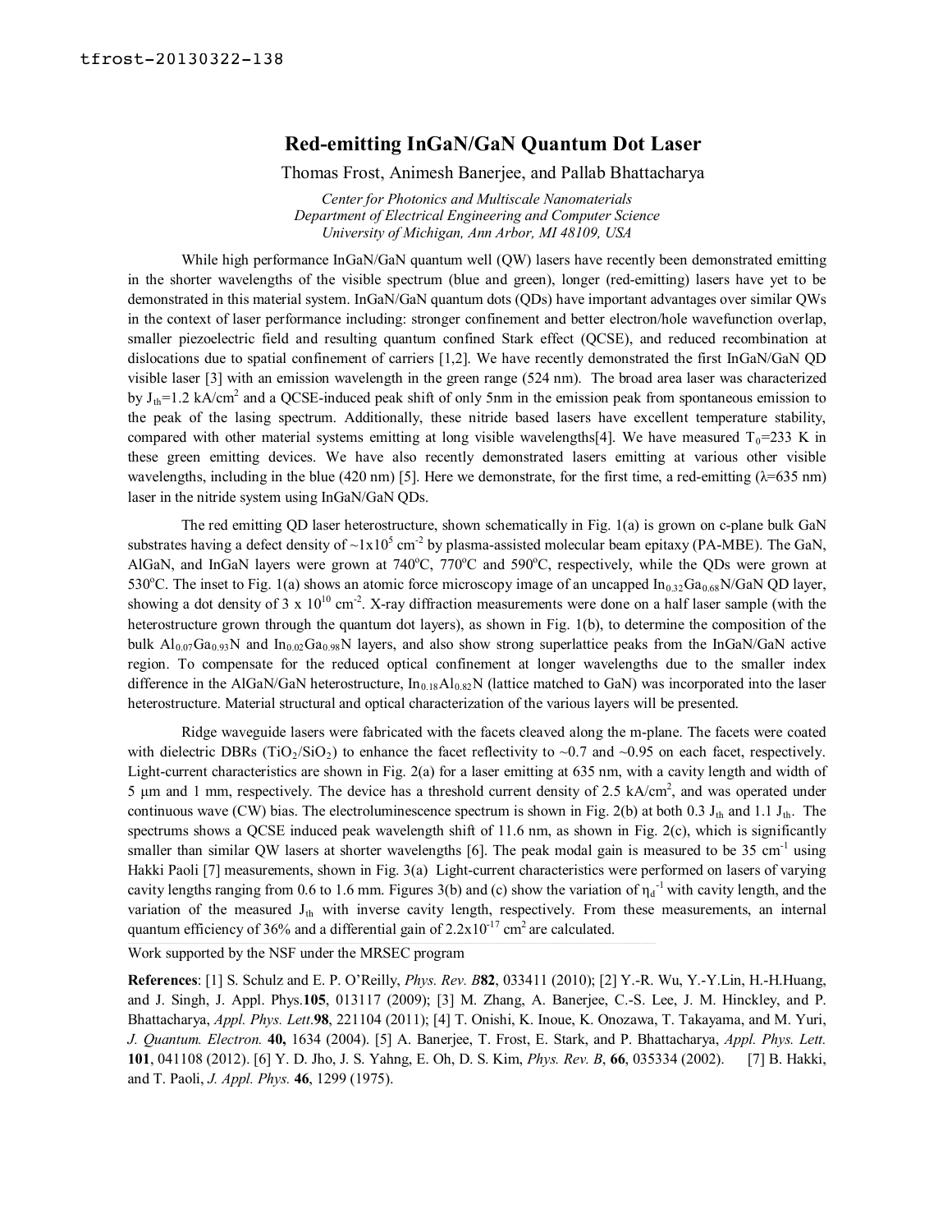tfrost-20130322-138

# Red-emitting InGaN/GaN Quantum Dot Laser

Thomas Frost, Animesh Banerjee, and Pallab Bhattacharya

*Center for Photonics and Multiscale Nanomaterials*
*Department of Electrical Engineering and Computer Science*
*University of Michigan, Ann Arbor, MI 48109, USA*

While high performance InGaN/GaN quantum well (QW) lasers have recently been demonstrated emitting in the shorter wavelengths of the visible spectrum (blue and green), longer (red-emitting) lasers have yet to be demonstrated in this material system. InGaN/GaN quantum dots (QDs) have important advantages over similar QWs in the context of laser performance including: stronger confinement and better electron/hole wavefunction overlap, smaller piezoelectric field and resulting quantum confined Stark effect (QCSE), and reduced recombination at dislocations due to spatial confinement of carriers [1,2]. We have recently demonstrated the first InGaN/GaN QD visible laser [3] with an emission wavelength in the green range (524 nm). The broad area laser was characterized by $J_{th}$=1.2 kA/cm$^2$ and a QCSE-induced peak shift of only 5nm in the emission peak from spontaneous emission to the peak of the lasing spectrum. Additionally, these nitride based lasers have excellent temperature stability, compared with other material systems emitting at long visible wavelengths[4]. We have measured $T_0$=233 K in these green emitting devices. We have also recently demonstrated lasers emitting at various other visible wavelengths, including in the blue (420 nm) [5]. Here we demonstrate, for the first time, a red-emitting (λ=635 nm) laser in the nitride system using InGaN/GaN QDs.

The red emitting QD laser heterostructure, shown schematically in Fig. 1(a) is grown on c-plane bulk GaN substrates having a defect density of ~$1\times10^5$ cm$^{-2}$ by plasma-assisted molecular beam epitaxy (PA-MBE). The GaN, AlGaN, and InGaN layers were grown at 740°C, 770°C and 590°C, respectively, while the QDs were grown at 530°C. The inset to Fig. 1(a) shows an atomic force microscopy image of an uncapped $In_{0.32}Ga_{0.68}N$/GaN QD layer, showing a dot density of $3 \times 10^{10}$ cm$^{-2}$. X-ray diffraction measurements were done on a half laser sample (with the heterostructure grown through the quantum dot layers), as shown in Fig. 1(b), to determine the composition of the bulk $Al_{0.07}Ga_{0.93}N$ and $In_{0.02}Ga_{0.98}N$ layers, and also show strong superlattice peaks from the InGaN/GaN active region. To compensate for the reduced optical confinement at longer wavelengths due to the smaller index difference in the AlGaN/GaN heterostructure, $In_{0.18}Al_{0.82}N$ (lattice matched to GaN) was incorporated into the laser heterostructure. Material structural and optical characterization of the various layers will be presented.

Ridge waveguide lasers were fabricated with the facets cleaved along the m-plane. The facets were coated with dielectric DBRs ($TiO_2$/$SiO_2$) to enhance the facet reflectivity to ~0.7 and ~0.95 on each facet, respectively. Light-current characteristics are shown in Fig. 2(a) for a laser emitting at 635 nm, with a cavity length and width of 5 μm and 1 mm, respectively. The device has a threshold current density of 2.5 kA/cm$^2$, and was operated under continuous wave (CW) bias. The electroluminescence spectrum is shown in Fig. 2(b) at both 0.3 $J_{th}$ and 1.1 $J_{th}$. The spectrums shows a QCSE induced peak wavelength shift of 11.6 nm, as shown in Fig. 2(c), which is significantly smaller than similar QW lasers at shorter wavelengths [6]. The peak modal gain is measured to be 35 cm$^{-1}$ using Hakki Paoli [7] measurements, shown in Fig. 3(a) Light-current characteristics were performed on lasers of varying cavity lengths ranging from 0.6 to 1.6 mm. Figures 3(b) and (c) show the variation of $\eta_d^{-1}$ with cavity length, and the variation of the measured $J_{th}$ with inverse cavity length, respectively. From these measurements, an internal quantum efficiency of 36% and a differential gain of $2.2\times10^{-17}$ cm$^2$ are calculated.

Work supported by the NSF under the MRSEC program

**References**: [1] S. Schulz and E. P. O'Reilly, *Phys. Rev. B* **82**, 033411 (2010); [2] Y.-R. Wu, Y.-Y.Lin, H.-H.Huang, and J. Singh, J. Appl. Phys.**105**, 013117 (2009); [3] M. Zhang, A. Banerjee, C.-S. Lee, J. M. Hinckley, and P. Bhattacharya, *Appl. Phys. Lett.***98**, 221104 (2011); [4] T. Onishi, K. Inoue, K. Onozawa, T. Takayama, and M. Yuri, *J. Quantum. Electron.* **40,** 1634 (2004). [5] A. Banerjee, T. Frost, E. Stark, and P. Bhattacharya, *Appl. Phys. Lett.* **101**, 041108 (2012). [6] Y. D. Jho, J. S. Yahng, E. Oh, D. S. Kim, *Phys. Rev. B*, **66**, 035334 (2002). [7] B. Hakki, and T. Paoli, *J. Appl. Phys.* **46**, 1299 (1975).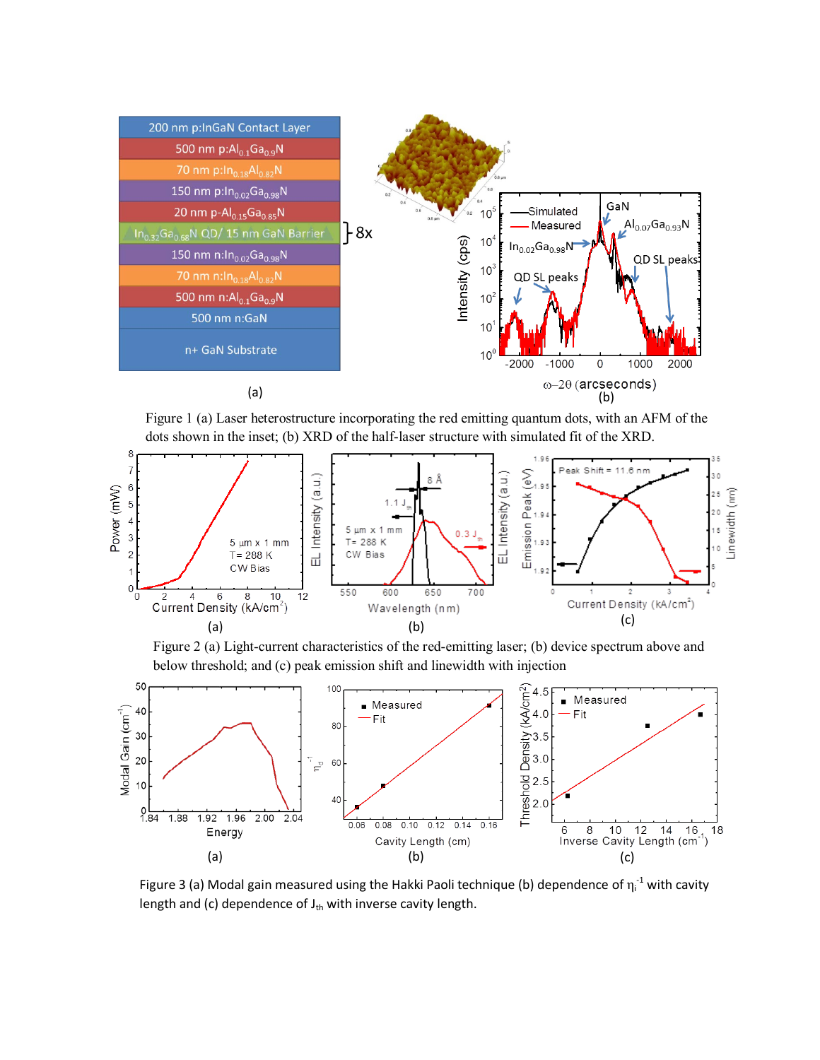200 nm p:InGaN Contact Layer

500 nm p:$Al_{0.1}Ga_{0.9}N$

70 nm p:$In_{0.18}Al_{0.82}N$

150 nm p:$In_{0.02}Ga_{0.98}N$

20 nm p-$Al_{0.15}Ga_{0.85}N$

$In_{0.32}Ga_{0.68}N$ QD/ 15 nm GaN Barrier } 8x

150 nm n:$In_{0.02}Ga_{0.98}N$

70 nm n:$In_{0.18}Al_{0.82}N$

500 nm n:$Al_{0.1}Ga_{0.9}N$

500 nm n:GaN

n+ GaN Substrate

(a)

Intensity (cps)

Simulated
Measured
GaN
$Al_{0.07}Ga_{0.93}N$
$In_{0.02}Ga_{0.98}N$
QD SL peaks
QD SL peaks

$\omega$–2$\theta$ (arcseconds)

(b)

Figure 1 (a) Laser heterostructure incorporating the red emitting quantum dots, with an AFM of the dots shown in the inset; (b) XRD of the half-laser structure with simulated fit of the XRD.

Power (mW)

5 µm x 1 mm
T= 288 K
CW Bias

Current Density (kA/cm$^2$)

(a)

EL Intensity (a.u.)

8 Å
1.1 $J_{th}$
5 µm x 1 mm
T= 288 K
CW Bias
0.3 $J_{th}$

Wavelength (nm)

(b)

EL Intensity (a.u.)

Emission Peak (eV)

Peak Shift = 11.6 nm

Linewidth (nm)

Current Density (kA/cm$^2$)

(c)

Figure 2 (a) Light-current characteristics of the red-emitting laser; (b) device spectrum above and below threshold; and (c) peak emission shift and linewidth with injection

Modal Gain (cm$^{-1}$)

Energy

(a)

$\eta_d^{-1}$

Measured
Fit

Cavity Length (cm)

(b)

Threshold Density (kA/cm$^2$)

Measured
Fit

Inverse Cavity Length (cm$^{-1}$)

(c)

Figure 3 (a) Modal gain measured using the Hakki Paoli technique (b) dependence of $\eta_i^{-1}$ with cavity length and (c) dependence of $J_{th}$ with inverse cavity length.